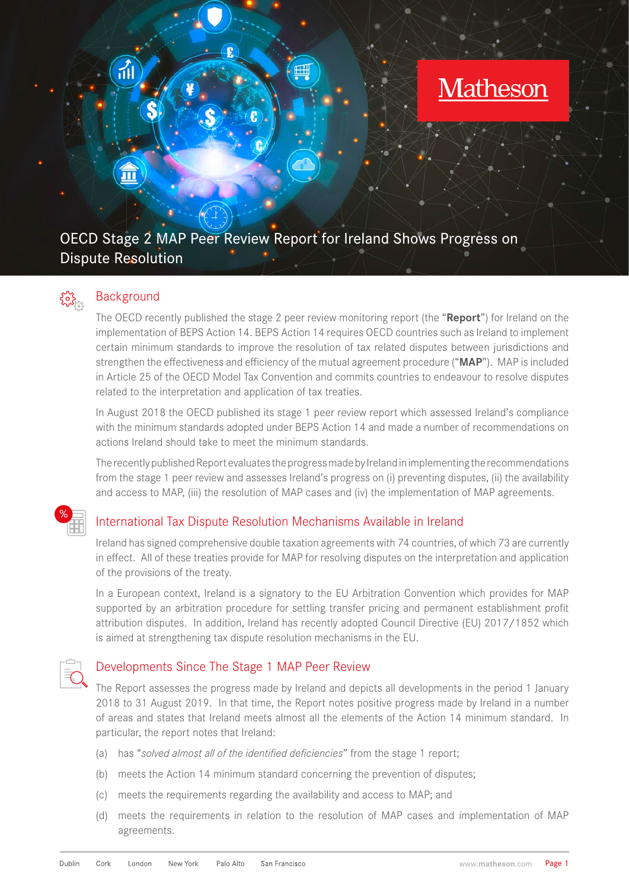# OECD Stage 2 MAP Peer Review Report for Ireland Shows Progress on Dispute Resolution

## Background

The OECD recently published the stage 2 peer review monitoring report (the "**Report**") for Ireland on the implementation of BEPS Action 14. BEPS Action 14 requires OECD countries such as Ireland to implement certain minimum standards to improve the resolution of tax related disputes between jurisdictions and strengthen the effectiveness and efficiency of the mutual agreement procedure ("**MAP**"). MAP is included in Article 25 of the OECD Model Tax Convention and commits countries to endeavour to resolve disputes related to the interpretation and application of tax treaties.

In August 2018 the OECD published its stage 1 peer review report which assessed Ireland's compliance with the minimum standards adopted under BEPS Action 14 and made a number of recommendations on actions Ireland should take to meet the minimum standards.

The recently published Report evaluates the progress made by Ireland in implementing the recommendations from the stage 1 peer review and assesses Ireland's progress on (i) preventing disputes, (ii) the availability and access to MAP, (iii) the resolution of MAP cases and (iv) the implementation of MAP agreements.

## International Tax Dispute Resolution Mechanisms Available in Ireland

Ireland has signed comprehensive double taxation agreements with 74 countries, of which 73 are currently in effect. All of these treaties provide for MAP for resolving disputes on the interpretation and application of the provisions of the treaty.

In a European context, Ireland is a signatory to the EU Arbitration Convention which provides for MAP supported by an arbitration procedure for settling transfer pricing and permanent establishment profit attribution disputes. In addition, Ireland has recently adopted Council Directive (EU) 2017/1852 which is aimed at strengthening tax dispute resolution mechanisms in the EU.

## Developments Since The Stage 1 MAP Peer Review

The Report assesses the progress made by Ireland and depicts all developments in the period 1 January 2018 to 31 August 2019. In that time, the Report notes positive progress made by Ireland in a number of areas and states that Ireland meets almost all the elements of the Action 14 minimum standard. In particular, the report notes that Ireland:

(a) has "*solved almost all of the identified deficiencies*" from the stage 1 report;

(b) meets the Action 14 minimum standard concerning the prevention of disputes;

(c) meets the requirements regarding the availability and access to MAP; and

(d) meets the requirements in relation to the resolution of MAP cases and implementation of MAP agreements.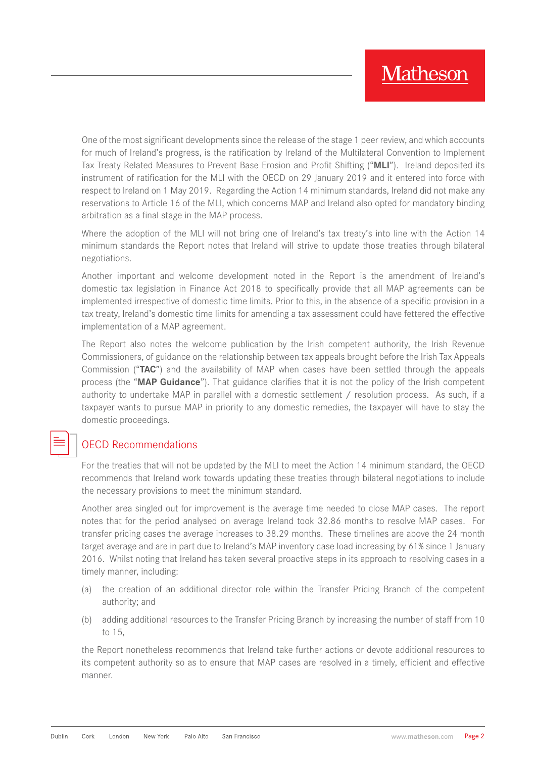One of the most significant developments since the release of the stage 1 peer review, and which accounts for much of Ireland's progress, is the ratification by Ireland of the Multilateral Convention to Implement Tax Treaty Related Measures to Prevent Base Erosion and Profit Shifting ("**MLI**"). Ireland deposited its instrument of ratification for the MLI with the OECD on 29 January 2019 and it entered into force with respect to Ireland on 1 May 2019. Regarding the Action 14 minimum standards, Ireland did not make any reservations to Article 16 of the MLI, which concerns MAP and Ireland also opted for mandatory binding arbitration as a final stage in the MAP process.

Where the adoption of the MLI will not bring one of Ireland's tax treaty's into line with the Action 14 minimum standards the Report notes that Ireland will strive to update those treaties through bilateral negotiations.

Another important and welcome development noted in the Report is the amendment of Ireland's domestic tax legislation in Finance Act 2018 to specifically provide that all MAP agreements can be implemented irrespective of domestic time limits. Prior to this, in the absence of a specific provision in a tax treaty, Ireland's domestic time limits for amending a tax assessment could have fettered the effective implementation of a MAP agreement.

The Report also notes the welcome publication by the Irish competent authority, the Irish Revenue Commissioners, of guidance on the relationship between tax appeals brought before the Irish Tax Appeals Commission ("**TAC**") and the availability of MAP when cases have been settled through the appeals process (the "**MAP Guidance**"). That guidance clarifies that it is not the policy of the Irish competent authority to undertake MAP in parallel with a domestic settlement / resolution process. As such, if a taxpayer wants to pursue MAP in priority to any domestic remedies, the taxpayer will have to stay the domestic proceedings.

## OECD Recommendations

For the treaties that will not be updated by the MLI to meet the Action 14 minimum standard, the OECD recommends that Ireland work towards updating these treaties through bilateral negotiations to include the necessary provisions to meet the minimum standard.

Another area singled out for improvement is the average time needed to close MAP cases. The report notes that for the period analysed on average Ireland took 32.86 months to resolve MAP cases. For transfer pricing cases the average increases to 38.29 months. These timelines are above the 24 month target average and are in part due to Ireland's MAP inventory case load increasing by 61% since 1 January 2016. Whilst noting that Ireland has taken several proactive steps in its approach to resolving cases in a timely manner, including:

(a) the creation of an additional director role within the Transfer Pricing Branch of the competent authority; and

(b) adding additional resources to the Transfer Pricing Branch by increasing the number of staff from 10 to 15,

the Report nonetheless recommends that Ireland take further actions or devote additional resources to its competent authority so as to ensure that MAP cases are resolved in a timely, efficient and effective manner.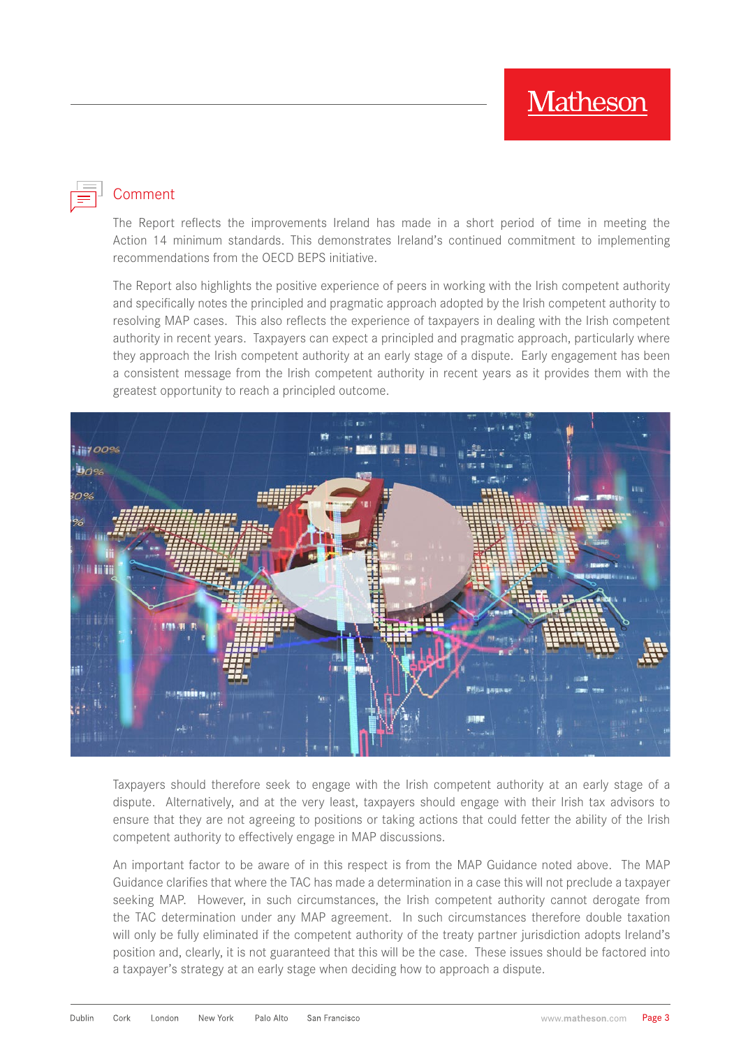## Comment

The Report reflects the improvements Ireland has made in a short period of time in meeting the Action 14 minimum standards. This demonstrates Ireland's continued commitment to implementing recommendations from the OECD BEPS initiative.

The Report also highlights the positive experience of peers in working with the Irish competent authority and specifically notes the principled and pragmatic approach adopted by the Irish competent authority to resolving MAP cases. This also reflects the experience of taxpayers in dealing with the Irish competent authority in recent years. Taxpayers can expect a principled and pragmatic approach, particularly where they approach the Irish competent authority at an early stage of a dispute. Early engagement has been a consistent message from the Irish competent authority in recent years as it provides them with the greatest opportunity to reach a principled outcome.

Taxpayers should therefore seek to engage with the Irish competent authority at an early stage of a dispute. Alternatively, and at the very least, taxpayers should engage with their Irish tax advisors to ensure that they are not agreeing to positions or taking actions that could fetter the ability of the Irish competent authority to effectively engage in MAP discussions.

An important factor to be aware of in this respect is from the MAP Guidance noted above. The MAP Guidance clarifies that where the TAC has made a determination in a case this will not preclude a taxpayer seeking MAP. However, in such circumstances, the Irish competent authority cannot derogate from the TAC determination under any MAP agreement. In such circumstances therefore double taxation will only be fully eliminated if the competent authority of the treaty partner jurisdiction adopts Ireland's position and, clearly, it is not guaranteed that this will be the case. These issues should be factored into a taxpayer's strategy at an early stage when deciding how to approach a dispute.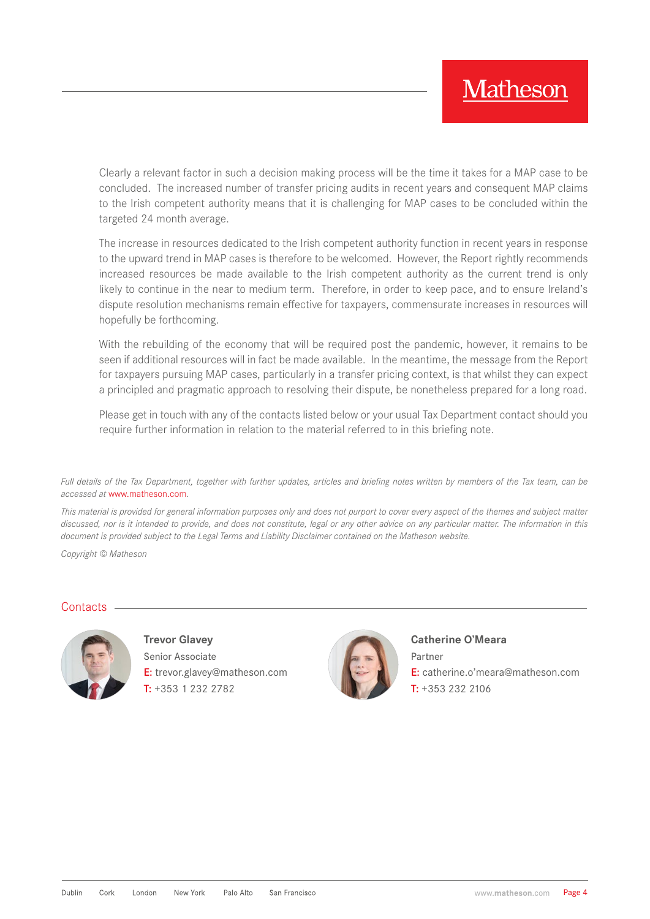Clearly a relevant factor in such a decision making process will be the time it takes for a MAP case to be concluded. The increased number of transfer pricing audits in recent years and consequent MAP claims to the Irish competent authority means that it is challenging for MAP cases to be concluded within the targeted 24 month average.

The increase in resources dedicated to the Irish competent authority function in recent years in response to the upward trend in MAP cases is therefore to be welcomed. However, the Report rightly recommends increased resources be made available to the Irish competent authority as the current trend is only likely to continue in the near to medium term. Therefore, in order to keep pace, and to ensure Ireland's dispute resolution mechanisms remain effective for taxpayers, commensurate increases in resources will hopefully be forthcoming.

With the rebuilding of the economy that will be required post the pandemic, however, it remains to be seen if additional resources will in fact be made available. In the meantime, the message from the Report for taxpayers pursuing MAP cases, particularly in a transfer pricing context, is that whilst they can expect a principled and pragmatic approach to resolving their dispute, be nonetheless prepared for a long road.

Please get in touch with any of the contacts listed below or your usual Tax Department contact should you require further information in relation to the material referred to in this briefing note.

*Full details of the Tax Department, together with further updates, articles and briefing notes written by members of the Tax team, can be accessed at www.matheson.com.*

*This material is provided for general information purposes only and does not purport to cover every aspect of the themes and subject matter discussed, nor is it intended to provide, and does not constitute, legal or any other advice on any particular matter. The information in this document is provided subject to the Legal Terms and Liability Disclaimer contained on the Matheson website.*

*Copyright © Matheson*

## Contacts

**Trevor Glavey**
Senior Associate
E: trevor.glavey@matheson.com
T: +353 1 232 2782

**Catherine O'Meara**
Partner
E: catherine.o'meara@matheson.com
T: +353 232 2106